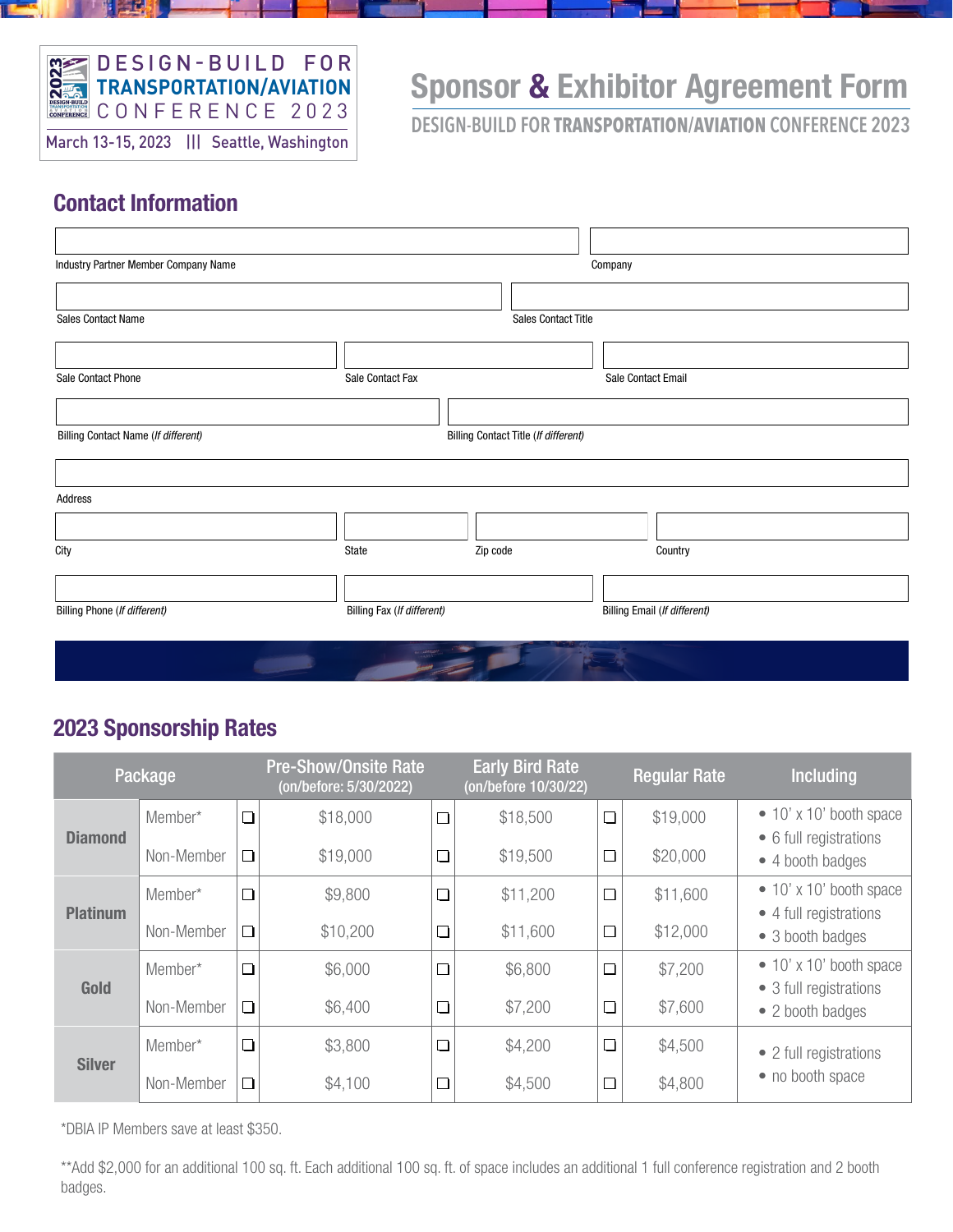DESIGN-BUILD FOR TRANSPORTATION/AVIATION CONFERENCE 2023

March 13-15, 2023 ||| Seattle, Washington

# Sponsor & Exhibitor Agreement Form

DESIGN-BUILD FOR **TRANSPORTATION/AVIATION** CONFERENCE 2023

## Contact Information

Industry Partner Member Company Name

Company

Sales Contact Name

Sales Contact Title

Sale Contact Phone

Sale Contact Fax

Sale Contact Email

Billing Contact Name (*If different*)

Billing Contact Title (*If different*)

Address

City

State

Zip code

Country

Billing Phone (*If different*)

Billing Fax (*If different*)

Billing Email (*If different*)

## 2023 Sponsorship Rates

| Package | | | Pre-Show/Onsite Rate (on/before: 5/30/2022) | | Early Bird Rate (on/before 10/30/22) | | Regular Rate | Including |
|---|---|---|---|---|---|---|---|---|
| **Diamond** | Member* | ☐ | $18,000 | ☐ | $18,500 | ☐ | $19,000 | • 10' x 10' booth space<br>• 6 full registrations<br>• 4 booth badges |
| | Non-Member | ☐ | $19,000 | ☐ | $19,500 | ☐ | $20,000 | |
| **Platinum** | Member* | ☐ | $9,800 | ☐ | $11,200 | ☐ | $11,600 | • 10' x 10' booth space<br>• 4 full registrations<br>• 3 booth badges |
| | Non-Member | ☐ | $10,200 | ☐ | $11,600 | ☐ | $12,000 | |
| **Gold** | Member* | ☐ | $6,000 | ☐ | $6,800 | ☐ | $7,200 | • 10' x 10' booth space<br>• 3 full registrations<br>• 2 booth badges |
| | Non-Member | ☐ | $6,400 | ☐ | $7,200 | ☐ | $7,600 | |
| **Silver** | Member* | ☐ | $3,800 | ☐ | $4,200 | ☐ | $4,500 | • 2 full registrations<br>• no booth space |
| | Non-Member | ☐ | $4,100 | ☐ | $4,500 | ☐ | $4,800 | |

*DBIA IP Members save at least $350.

**Add $2,000 for an additional 100 sq. ft. Each additional 100 sq. ft. of space includes an additional 1 full conference registration and 2 booth badges.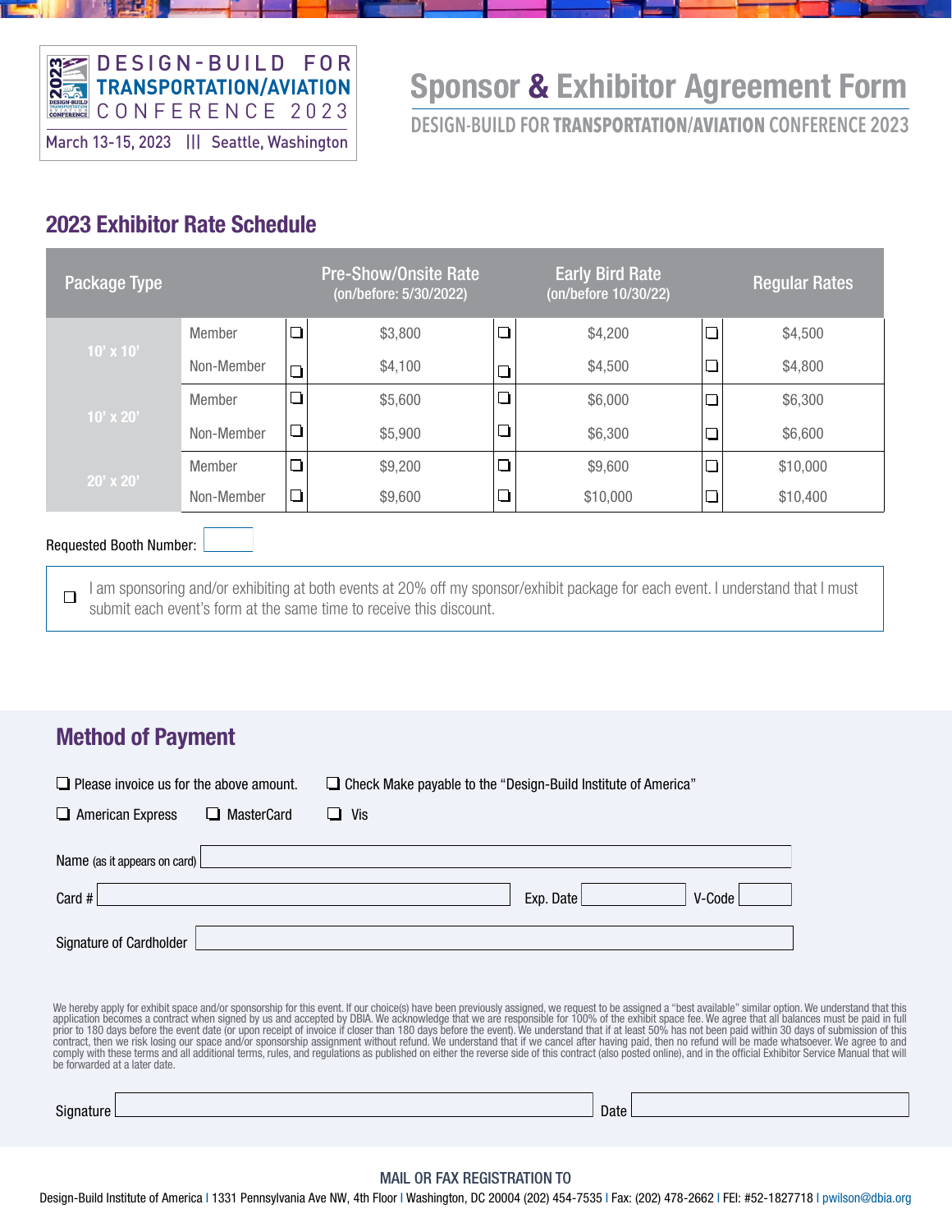DESIGN-BUILD FOR TRANSPORTATION/AVIATION CONFERENCE 2023

March 13-15, 2023 ||| Seattle, Washington

# Sponsor & Exhibitor Agreement Form

DESIGN-BUILD FOR TRANSPORTATION/AVIATION CONFERENCE 2023

## 2023 Exhibitor Rate Schedule

| Package Type | | Pre-Show/Onsite Rate (on/before: 5/30/2022) | Early Bird Rate (on/before 10/30/22) | Regular Rates |
|---|---|---|---|---|
| 10' x 10' | Member | ❑ $3,800 | ❑ $4,200 | ❑ $4,500 |
| | Non-Member | ❑ $4,100 | ❑ $4,500 | ❑ $4,800 |
| 10' x 20' | Member | ❑ $5,600 | ❑ $6,000 | ❑ $6,300 |
| | Non-Member | ❑ $5,900 | ❑ $6,300 | ❑ $6,600 |
| 20' x 20' | Member | ❑ $9,200 | ❑ $9,600 | ❑ $10,000 |
| | Non-Member | ❑ $9,600 | ❑ $10,000 | ❑ $10,400 |

Requested Booth Number: ____________

❑ I am sponsoring and/or exhibiting at both events at 20% off my sponsor/exhibit package for each event. I understand that I must submit each event's form at the same time to receive this discount.

## Method of Payment

❑ Please invoice us for the above amount. ❑ Check Make payable to the "Design-Build Institute of America"

❑ American Express ❑ MasterCard ❑ Vis

Name (as it appears on card) ____________

Card # ____________ Exp. Date ____________ V-Code ____________

Signature of Cardholder ____________

We hereby apply for exhibit space and/or sponsorship for this event. If our choice(s) have been previously assigned, we request to be assigned a "best available" similar option. We understand that this application becomes a contract when signed by us and accepted by DBIA. We acknowledge that we are responsible for 100% of the exhibit space fee. We agree that all balances must be paid in full prior to 180 days before the event date (or upon receipt of invoice if closer than 180 days before the event). We understand that if at least 50% has not been paid within 30 days of submission of this contract, then we risk losing our space and/or sponsorship assignment without refund. We understand that if we cancel after having paid, then no refund will be made whatsoever. We agree to and comply with these terms and all additional terms, rules, and regulations as published on either the reverse side of this contract (also posted online), and in the official Exhibitor Service Manual that will be forwarded at a later date.

Signature ____________ Date ____________

MAIL OR FAX REGISTRATION TO

Design-Build Institute of America | 1331 Pennsylvania Ave NW, 4th Floor | Washington, DC 20004 (202) 454-7535 | Fax: (202) 478-2662 | FEI: #52-1827718 | pwilson@dbia.org